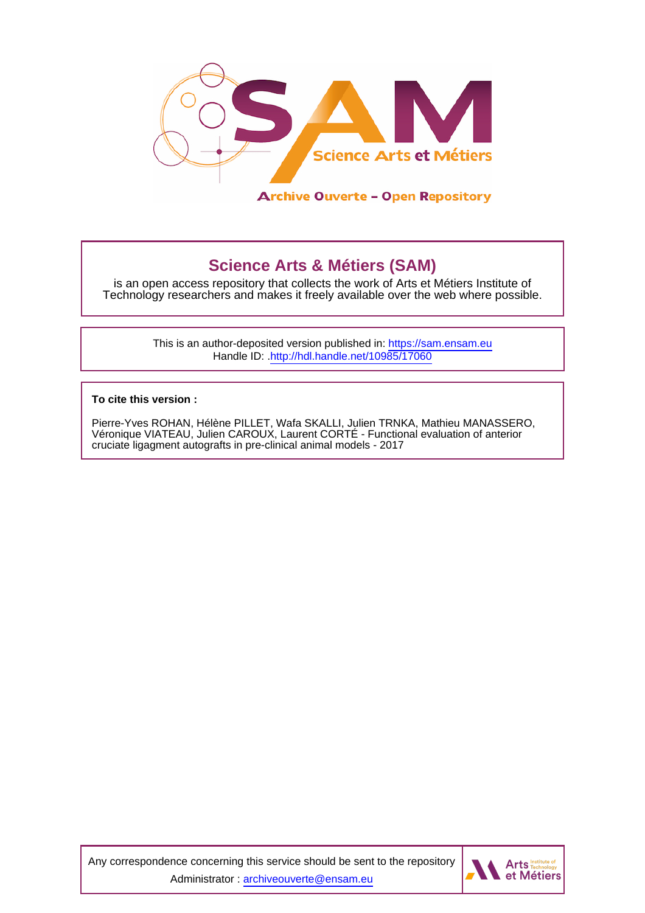# Science Arts & Métiers (SAM)

is an open access repository that collects the work of Arts et Métiers Institute of Technology researchers and makes it freely available over the web where possible.

This is an author-deposited version published in: https://sam.ensam.eu
Handle ID: .http://hdl.handle.net/10985/17060

**To cite this version :**

Pierre-Yves ROHAN, Hélène PILLET, Wafa SKALLI, Julien TRNKA, Mathieu MANASSERO, Véronique VIATEAU, Julien CAROUX, Laurent CORTÉ - Functional evaluation of anterior cruciate ligagment autografts in pre-clinical animal models - 2017

Any correspondence concerning this service should be sent to the repository Administrator : archiveouverte@ensam.eu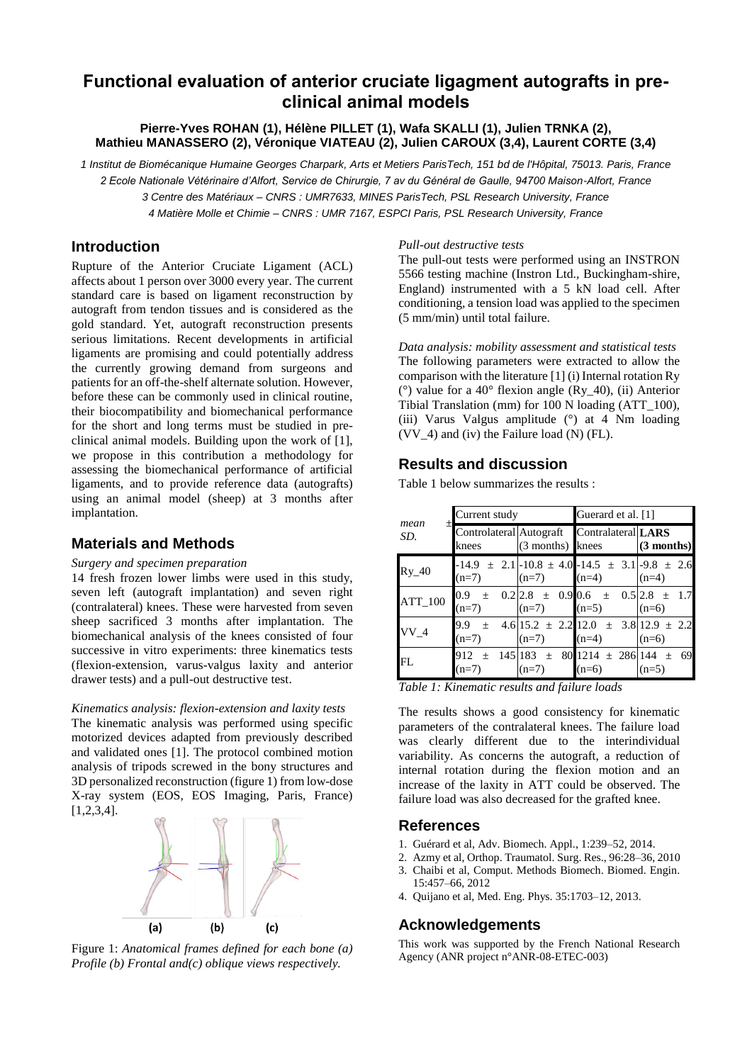# Functional evaluation of anterior cruciate ligagment autografts in pre-clinical animal models

**Pierre-Yves ROHAN (1), Hélène PILLET (1), Wafa SKALLI (1), Julien TRNKA (2), Mathieu MANASSERO (2), Véronique VIATEAU (2), Julien CAROUX (3,4), Laurent CORTE (3,4)**

*1 Institut de Biomécanique Humaine Georges Charpark, Arts et Metiers ParisTech, 151 bd de l'Hôpital, 75013. Paris, France*
*2 Ecole Nationale Vétérinaire d'Alfort, Service de Chirurgie, 7 av du Général de Gaulle, 94700 Maison-Alfort, France*
*3 Centre des Matériaux – CNRS : UMR7633, MINES ParisTech, PSL Research University, France*
*4 Matière Molle et Chimie – CNRS : UMR 7167, ESPCI Paris, PSL Research University, France*

## Introduction

Rupture of the Anterior Cruciate Ligament (ACL) affects about 1 person over 3000 every year. The current standard care is based on ligament reconstruction by autograft from tendon tissues and is considered as the gold standard. Yet, autograft reconstruction presents serious limitations. Recent developments in artificial ligaments are promising and could potentially address the currently growing demand from surgeons and patients for an off-the-shelf alternate solution. However, before these can be commonly used in clinical routine, their biocompatibility and biomechanical performance for the short and long terms must be studied in pre-clinical animal models. Building upon the work of [1], we propose in this contribution a methodology for assessing the biomechanical performance of artificial ligaments, and to provide reference data (autografts) using an animal model (sheep) at 3 months after implantation.

## Materials and Methods

*Surgery and specimen preparation*

14 fresh frozen lower limbs were used in this study, seven left (autograft implantation) and seven right (contralateral) knees. These were harvested from seven sheep sacrificed 3 months after implantation. The biomechanical analysis of the knees consisted of four successive in vitro experiments: three kinematics tests (flexion-extension, varus-valgus laxity and anterior drawer tests) and a pull-out destructive test.

*Kinematics analysis: flexion-extension and laxity tests*

The kinematic analysis was performed using specific motorized devices adapted from previously described and validated ones [1]. The protocol combined motion analysis of tripods screwed in the bony structures and 3D personalized reconstruction (figure 1) from low-dose X-ray system (EOS, EOS Imaging, Paris, France) [1,2,3,4].

(a) (b) (c)

Figure 1: *Anatomical frames defined for each bone (a) Profile (b) Frontal and(c) oblique views respectively.*

*Pull-out destructive tests*

The pull-out tests were performed using an INSTRON 5566 testing machine (Instron Ltd., Buckingham-shire, England) instrumented with a 5 kN load cell. After conditioning, a tension load was applied to the specimen (5 mm/min) until total failure.

*Data analysis: mobility assessment and statistical tests*

The following parameters were extracted to allow the comparison with the literature [1] (i) Internal rotation Ry (°) value for a 40° flexion angle (Ry_40), (ii) Anterior Tibial Translation (mm) for 100 N loading (ATT_100), (iii) Varus Valgus amplitude (°) at 4 Nm loading (VV_4) and (iv) the Failure load (N) (FL).

## Results and discussion

Table 1 below summarizes the results :

| *mean ± SD.* | Current study | | Guerard et al. [1] | |
|---|---|---|---|---|
| | Controlateral knees | Autograft (3 months) | Contralateral knees | **LARS (3 months)** |
| Ry_40 | -14.9 ± 2.1 (n=7) | -10.8 ± 4.0 (n=7) | -14.5 ± 3.1 (n=4) | -9.8 ± 2.6 (n=4) |
| ATT_100 | 0.9 ± 0.2 (n=7) | 2.8 ± 0.9 (n=7) | 0.6 ± 0.5 (n=5) | 2.8 ± 1.7 (n=6) |
| VV_4 | 9.9 ± 4.6 (n=7) | 15.2 ± 2.2 (n=7) | 12.0 ± 3.8 (n=4) | 12.9 ± 2.2 (n=6) |
| FL | 912 ± 145 (n=7) | 183 ± 80 (n=7) | 1214 ± 286 (n=6) | 144 ± 69 (n=5) |

*Table 1: Kinematic results and failure loads*

The results shows a good consistency for kinematic parameters of the contralateral knees. The failure load was clearly different due to the interindividual variability. As concerns the autograft, a reduction of internal rotation during the flexion motion and an increase of the laxity in ATT could be observed. The failure load was also decreased for the grafted knee.

## References

1. Guérard et al, Adv. Biomech. Appl., 1:239–52, 2014.
2. Azmy et al, Orthop. Traumatol. Surg. Res., 96:28–36, 2010
3. Chaibi et al, Comput. Methods Biomech. Biomed. Engin. 15:457–66, 2012
4. Quijano et al, Med. Eng. Phys. 35:1703–12, 2013.

## Acknowledgements

This work was supported by the French National Research Agency (ANR project n°ANR-08-ETEC-003)